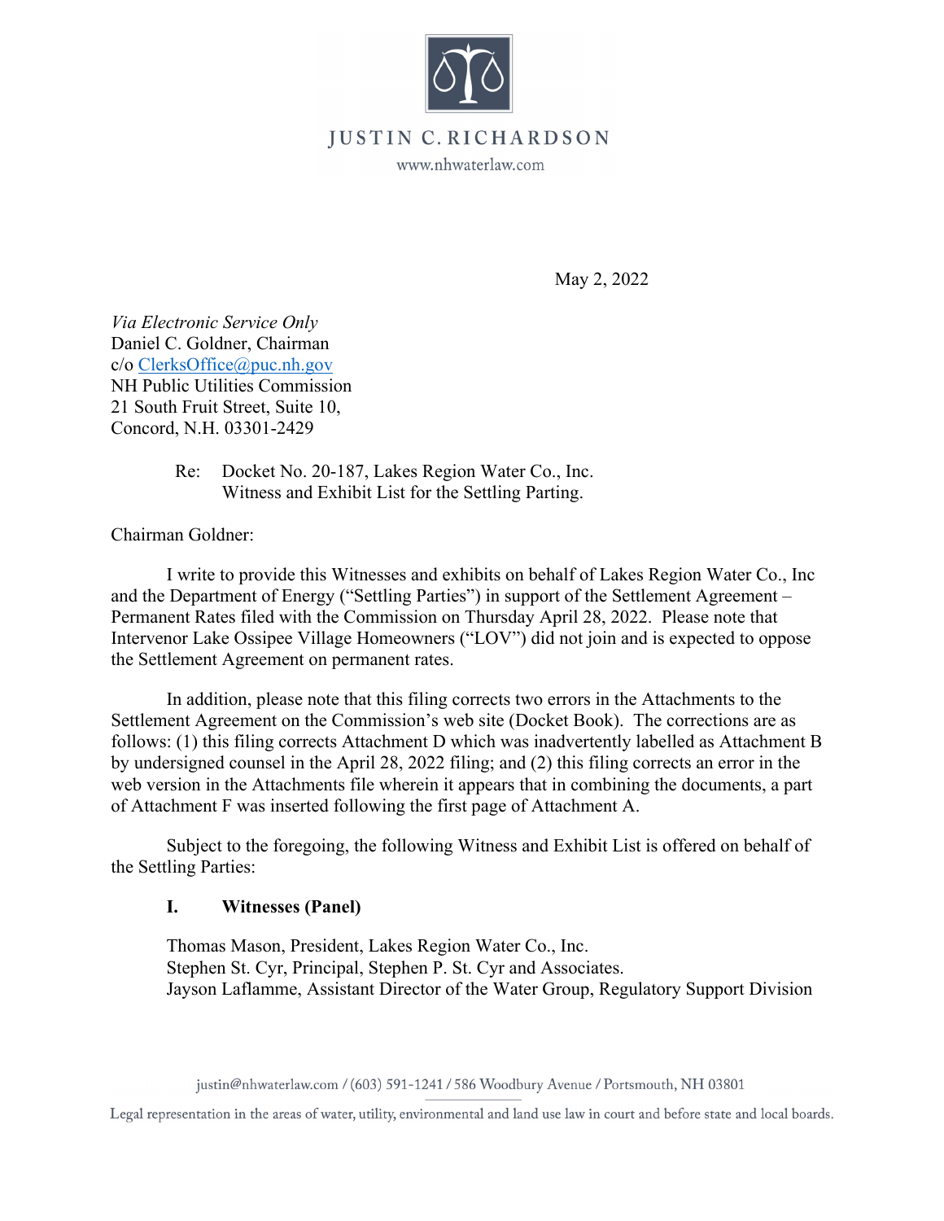JUSTIN C. RICHARDSON

www.nhwaterlaw.com

May 2, 2022

*Via Electronic Service Only*
Daniel C. Goldner, Chairman
c/o ClerksOffice@puc.nh.gov
NH Public Utilities Commission
21 South Fruit Street, Suite 10,
Concord, N.H. 03301-2429

Re: Docket No. 20-187, Lakes Region Water Co., Inc.
Witness and Exhibit List for the Settling Parting.

Chairman Goldner:

I write to provide this Witnesses and exhibits on behalf of Lakes Region Water Co., Inc and the Department of Energy ("Settling Parties") in support of the Settlement Agreement – Permanent Rates filed with the Commission on Thursday April 28, 2022. Please note that Intervenor Lake Ossipee Village Homeowners ("LOV") did not join and is expected to oppose the Settlement Agreement on permanent rates.

In addition, please note that this filing corrects two errors in the Attachments to the Settlement Agreement on the Commission's web site (Docket Book). The corrections are as follows: (1) this filing corrects Attachment D which was inadvertently labelled as Attachment B by undersigned counsel in the April 28, 2022 filing; and (2) this filing corrects an error in the web version in the Attachments file wherein it appears that in combining the documents, a part of Attachment F was inserted following the first page of Attachment A.

Subject to the foregoing, the following Witness and Exhibit List is offered on behalf of the Settling Parties:

## I. Witnesses (Panel)

Thomas Mason, President, Lakes Region Water Co., Inc.
Stephen St. Cyr, Principal, Stephen P. St. Cyr and Associates.
Jayson Laflamme, Assistant Director of the Water Group, Regulatory Support Division

justin@nhwaterlaw.com / (603) 591-1241 / 586 Woodbury Avenue / Portsmouth, NH 03801

Legal representation in the areas of water, utility, environmental and land use law in court and before state and local boards.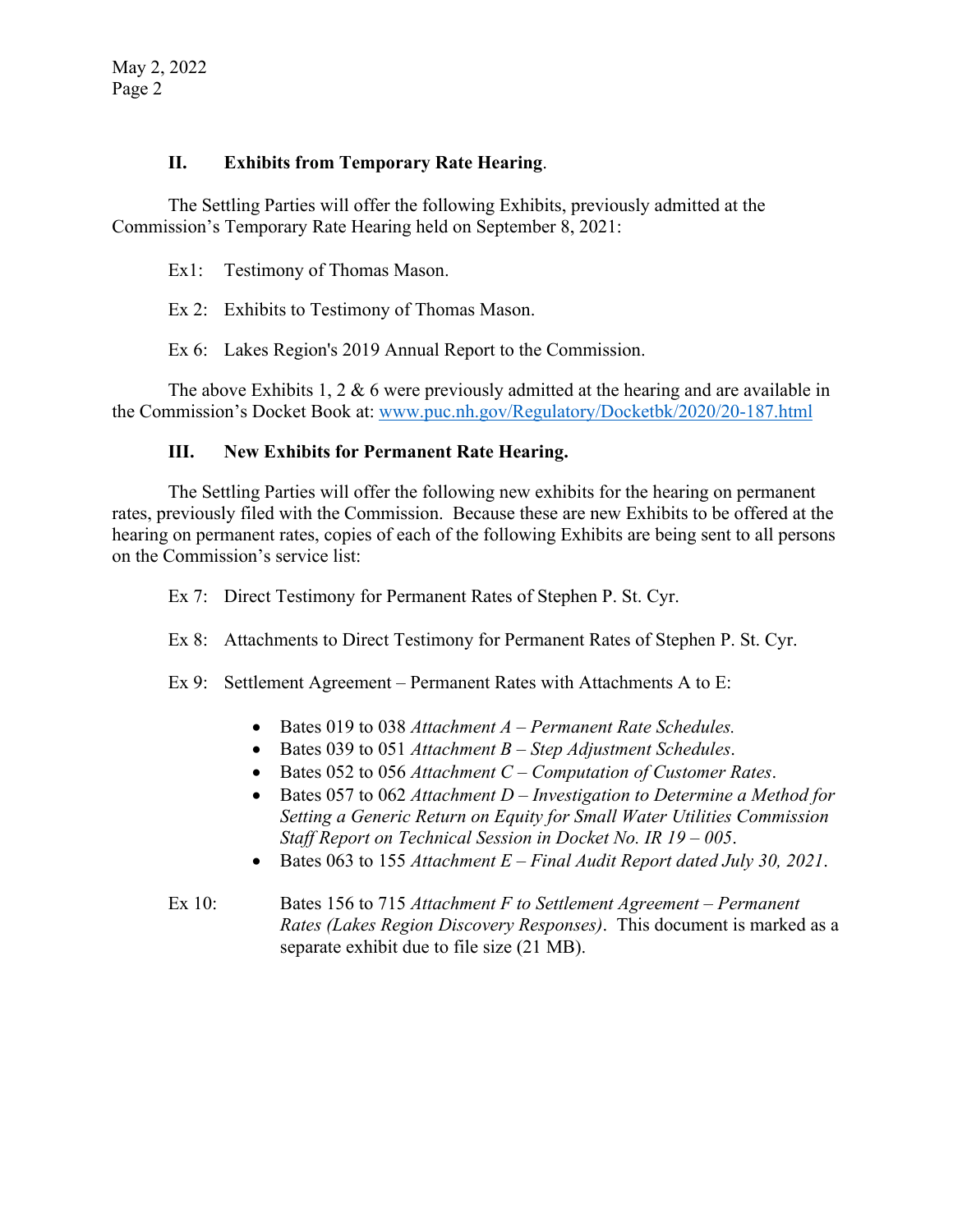## II. Exhibits from Temporary Rate Hearing.

The Settling Parties will offer the following Exhibits, previously admitted at the Commission's Temporary Rate Hearing held on September 8, 2021:

Ex1: Testimony of Thomas Mason.

Ex 2: Exhibits to Testimony of Thomas Mason.

Ex 6: Lakes Region's 2019 Annual Report to the Commission.

The above Exhibits 1, 2 & 6 were previously admitted at the hearing and are available in the Commission's Docket Book at: www.puc.nh.gov/Regulatory/Docketbk/2020/20-187.html

## III. New Exhibits for Permanent Rate Hearing.

The Settling Parties will offer the following new exhibits for the hearing on permanent rates, previously filed with the Commission. Because these are new Exhibits to be offered at the hearing on permanent rates, copies of each of the following Exhibits are being sent to all persons on the Commission's service list:

Ex 7: Direct Testimony for Permanent Rates of Stephen P. St. Cyr.

Ex 8: Attachments to Direct Testimony for Permanent Rates of Stephen P. St. Cyr.

Ex 9: Settlement Agreement – Permanent Rates with Attachments A to E:

- Bates 019 to 038 *Attachment A – Permanent Rate Schedules.*
- Bates 039 to 051 *Attachment B – Step Adjustment Schedules*.
- Bates 052 to 056 *Attachment C – Computation of Customer Rates*.
- Bates 057 to 062 *Attachment D – Investigation to Determine a Method for Setting a Generic Return on Equity for Small Water Utilities Commission Staff Report on Technical Session in Docket No. IR 19 – 005*.
- Bates 063 to 155 *Attachment E – Final Audit Report dated July 30, 2021*.

Ex 10: Bates 156 to 715 *Attachment F to Settlement Agreement – Permanent Rates (Lakes Region Discovery Responses)*. This document is marked as a separate exhibit due to file size (21 MB).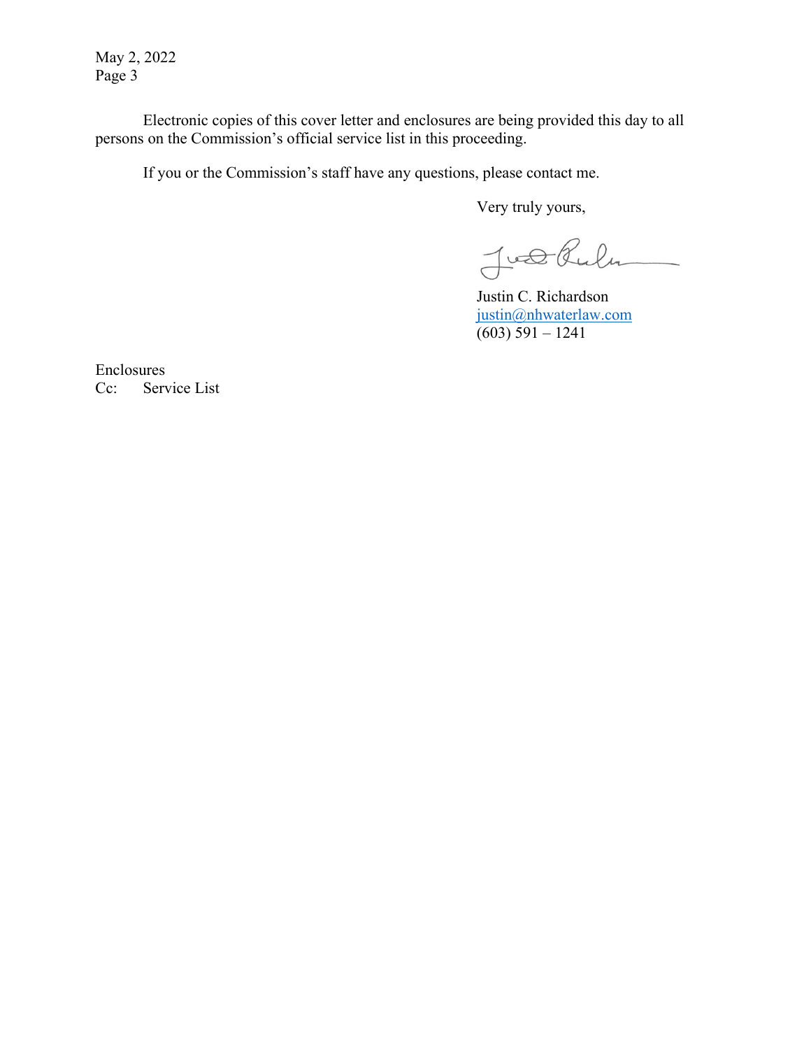Electronic copies of this cover letter and enclosures are being provided this day to all persons on the Commission's official service list in this proceeding.

If you or the Commission's staff have any questions, please contact me.

Very truly yours,

Justin C. Richardson
justin@nhwaterlaw.com
(603) 591 – 1241

Enclosures
Cc: Service List